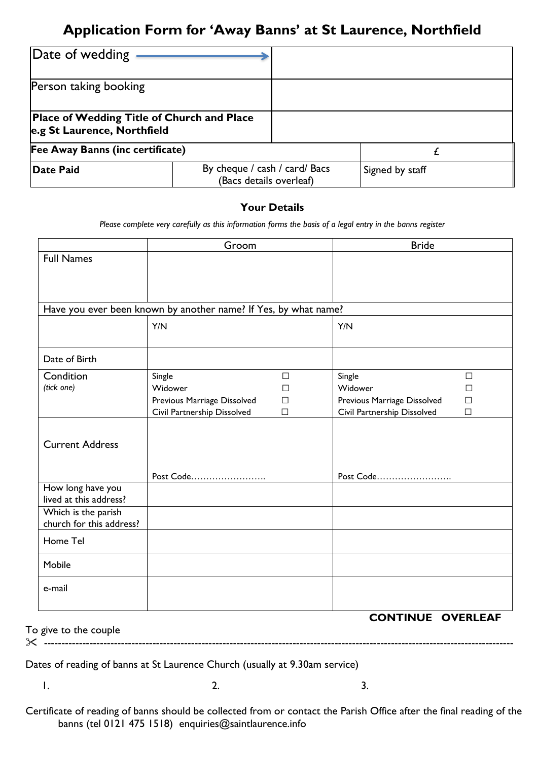# Application Form for 'Away Banns' at St Laurence, Northfield

| | | |
|---|---|---|
| Date of wedding → | | |
| Person taking booking | | |
| **Place of Wedding Title of Church and Place e.g St Laurence, Northfield** | | |
| **Fee Away Banns (inc certificate)** | | £ |
| **Date Paid** | By cheque / cash / card/ Bacs (Bacs details overleaf) | Signed by staff |

## Your Details

*Please complete very carefully as this information forms the basis of a legal entry in the banns register*

| | Groom | Bride |
|---|---|---|
| Full Names | | |
| Have you ever been known by another name? If Yes, by what name? | | |
| | Y/N | Y/N |
| Date of Birth | | |
| Condition *(tick one)* | Single ☐<br>Widower ☐<br>Previous Marriage Dissolved ☐<br>Civil Partnership Dissolved ☐ | Single ☐<br>Widower ☐<br>Previous Marriage Dissolved ☐<br>Civil Partnership Dissolved ☐ |
| Current Address | Post Code…………………….. | Post Code…………………….. |
| How long have you lived at this address? | | |
| Which is the parish church for this address? | | |
| Home Tel | | |
| Mobile | | |
| e-mail | | |

**CONTINUE OVERLEAF**

To give to the couple

✂ ------------------------------------------------------------------------------------------------

Dates of reading of banns at St Laurence Church (usually at 9.30am service)

1. 2. 3.

Certificate of reading of banns should be collected from or contact the Parish Office after the final reading of the banns (tel 0121 475 1518) enquiries@saintlaurence.info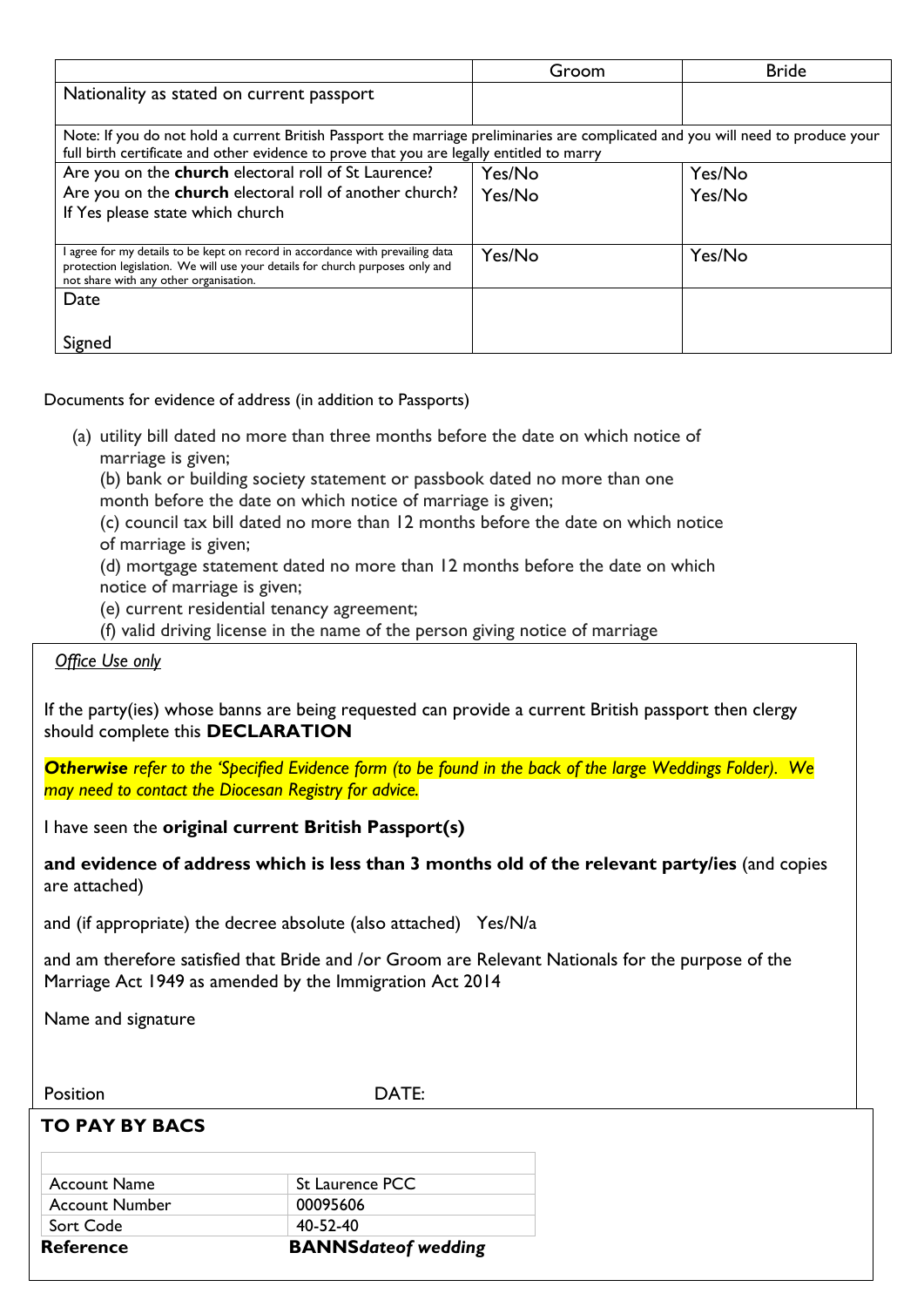| | Groom | Bride |
|---|---|---|
| Nationality as stated on current passport | | |
| Note: If you do not hold a current British Passport the marriage preliminaries are complicated and you will need to produce your full birth certificate and other evidence to prove that you are legally entitled to marry | | |
| Are you on the **church** electoral roll of St Laurence?<br>Are you on the **church** electoral roll of another church?<br>If Yes please state which church | Yes/No<br>Yes/No | Yes/No<br>Yes/No |
| I agree for my details to be kept on record in accordance with prevailing data protection legislation. We will use your details for church purposes only and not share with any other organisation. | Yes/No | Yes/No |
| Date<br><br>Signed | | |

Documents for evidence of address (in addition to Passports)

(a) utility bill dated no more than three months before the date on which notice of marriage is given;
(b) bank or building society statement or passbook dated no more than one month before the date on which notice of marriage is given;
(c) council tax bill dated no more than 12 months before the date on which notice of marriage is given;
(d) mortgage statement dated no more than 12 months before the date on which notice of marriage is given;
(e) current residential tenancy agreement;
(f) valid driving license in the name of the person giving notice of marriage

*Office Use only*

If the party(ies) whose banns are being requested can provide a current British passport then clergy should complete this **DECLARATION**

***Otherwise*** *refer to the 'Specified Evidence form (to be found in the back of the large Weddings Folder). We may need to contact the Diocesan Registry for advice.*

I have seen the **original current British Passport(s)**

**and evidence of address which is less than 3 months old of the relevant party/ies** (and copies are attached)

and (if appropriate) the decree absolute (also attached) Yes/N/a

and am therefore satisfied that Bride and /or Groom are Relevant Nationals for the purpose of the Marriage Act 1949 as amended by the Immigration Act 2014

Name and signature

Position DATE:

**TO PAY BY BACS**

| | |
|---|---|
| Account Name | St Laurence PCC |
| Account Number | 00095606 |
| Sort Code | 40-52-40 |
| **Reference** | **BANNS*dateof wedding*** |